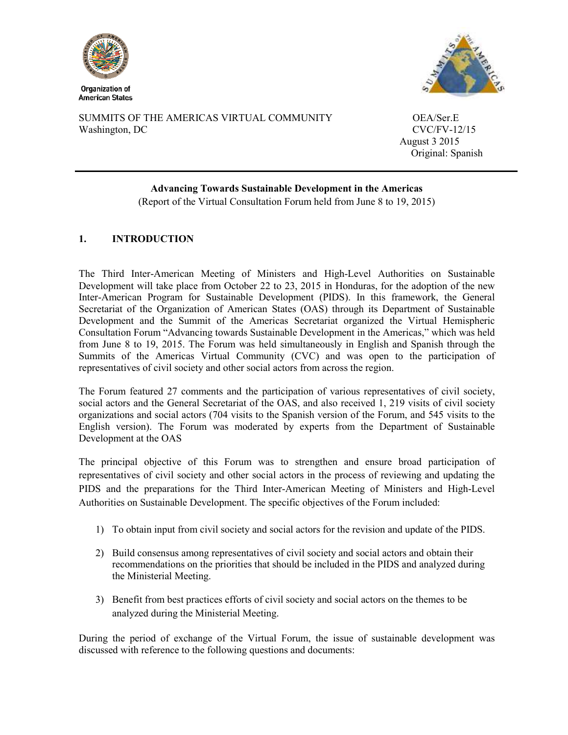Organization of American States

SUMMITS OF THE AMERICAS VIRTUAL COMMUNITY
Washington, DC

OEA/Ser.E
CVC/FV-12/15
August 3 2015
Original: Spanish

---

**Advancing Towards Sustainable Development in the Americas**
(Report of the Virtual Consultation Forum held from June 8 to 19, 2015)

## 1. INTRODUCTION

The Third Inter-American Meeting of Ministers and High-Level Authorities on Sustainable Development will take place from October 22 to 23, 2015 in Honduras, for the adoption of the new Inter-American Program for Sustainable Development (PIDS). In this framework, the General Secretariat of the Organization of American States (OAS) through its Department of Sustainable Development and the Summit of the Americas Secretariat organized the Virtual Hemispheric Consultation Forum "Advancing towards Sustainable Development in the Americas," which was held from June 8 to 19, 2015. The Forum was held simultaneously in English and Spanish through the Summits of the Americas Virtual Community (CVC) and was open to the participation of representatives of civil society and other social actors from across the region.

The Forum featured 27 comments and the participation of various representatives of civil society, social actors and the General Secretariat of the OAS, and also received 1, 219 visits of civil society organizations and social actors (704 visits to the Spanish version of the Forum, and 545 visits to the English version). The Forum was moderated by experts from the Department of Sustainable Development at the OAS

The principal objective of this Forum was to strengthen and ensure broad participation of representatives of civil society and other social actors in the process of reviewing and updating the PIDS and the preparations for the Third Inter-American Meeting of Ministers and High-Level Authorities on Sustainable Development. The specific objectives of the Forum included:

1) To obtain input from civil society and social actors for the revision and update of the PIDS.

2) Build consensus among representatives of civil society and social actors and obtain their recommendations on the priorities that should be included in the PIDS and analyzed during the Ministerial Meeting.

3) Benefit from best practices efforts of civil society and social actors on the themes to be analyzed during the Ministerial Meeting.

During the period of exchange of the Virtual Forum, the issue of sustainable development was discussed with reference to the following questions and documents: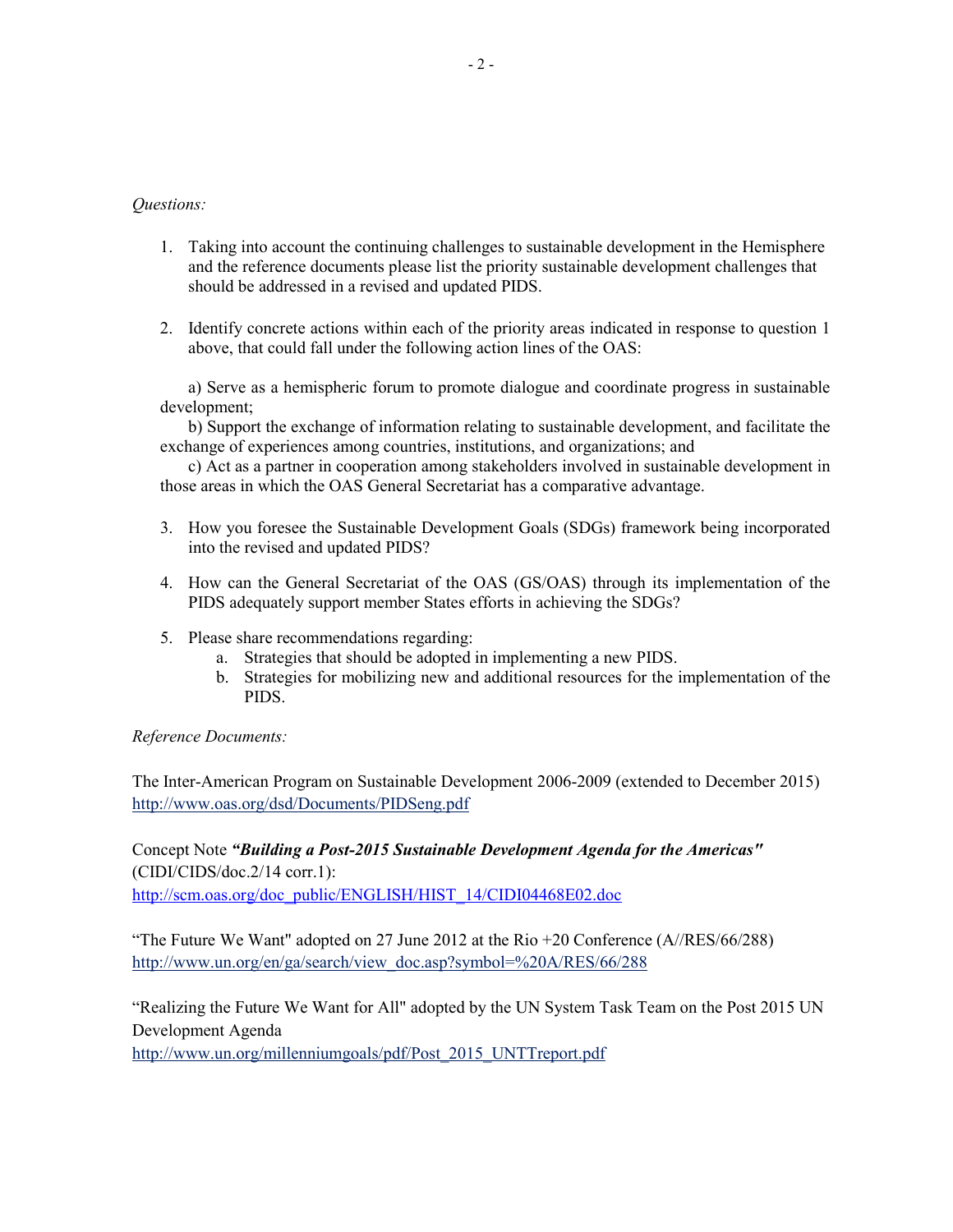*Questions:*

1. Taking into account the continuing challenges to sustainable development in the Hemisphere and the reference documents please list the priority sustainable development challenges that should be addressed in a revised and updated PIDS.

2. Identify concrete actions within each of the priority areas indicated in response to question 1 above, that could fall under the following action lines of the OAS:

   a) Serve as a hemispheric forum to promote dialogue and coordinate progress in sustainable development;

   b) Support the exchange of information relating to sustainable development, and facilitate the exchange of experiences among countries, institutions, and organizations; and

   c) Act as a partner in cooperation among stakeholders involved in sustainable development in those areas in which the OAS General Secretariat has a comparative advantage.

3. How you foresee the Sustainable Development Goals (SDGs) framework being incorporated into the revised and updated PIDS?

4. How can the General Secretariat of the OAS (GS/OAS) through its implementation of the PIDS adequately support member States efforts in achieving the SDGs?

5. Please share recommendations regarding:
   a. Strategies that should be adopted in implementing a new PIDS.
   b. Strategies for mobilizing new and additional resources for the implementation of the PIDS.

*Reference Documents:*

The Inter-American Program on Sustainable Development 2006-2009 (extended to December 2015)
http://www.oas.org/dsd/Documents/PIDSeng.pdf

Concept Note ***"Building a Post-2015 Sustainable Development Agenda for the Americas"*** (CIDI/CIDS/doc.2/14 corr.1):
http://scm.oas.org/doc_public/ENGLISH/HIST_14/CIDI04468E02.doc

"The Future We Want" adopted on 27 June 2012 at the Rio +20 Conference (A//RES/66/288)
http://www.un.org/en/ga/search/view_doc.asp?symbol=%20A/RES/66/288

"Realizing the Future We Want for All" adopted by the UN System Task Team on the Post 2015 UN Development Agenda
http://www.un.org/millenniumgoals/pdf/Post_2015_UNTTreport.pdf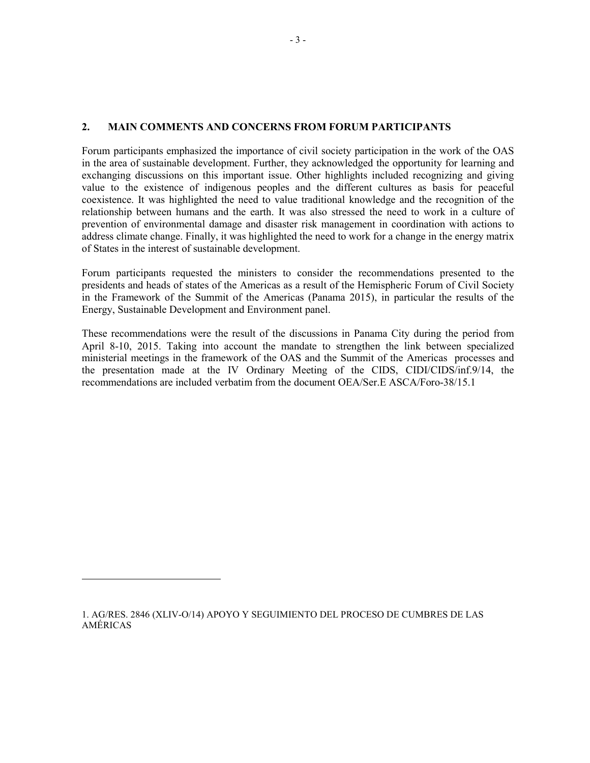## 2. MAIN COMMENTS AND CONCERNS FROM FORUM PARTICIPANTS

Forum participants emphasized the importance of civil society participation in the work of the OAS in the area of sustainable development. Further, they acknowledged the opportunity for learning and exchanging discussions on this important issue. Other highlights included recognizing and giving value to the existence of indigenous peoples and the different cultures as basis for peaceful coexistence. It was highlighted the need to value traditional knowledge and the recognition of the relationship between humans and the earth. It was also stressed the need to work in a culture of prevention of environmental damage and disaster risk management in coordination with actions to address climate change. Finally, it was highlighted the need to work for a change in the energy matrix of States in the interest of sustainable development.

Forum participants requested the ministers to consider the recommendations presented to the presidents and heads of states of the Americas as a result of the Hemispheric Forum of Civil Society in the Framework of the Summit of the Americas (Panama 2015), in particular the results of the Energy, Sustainable Development and Environment panel.

These recommendations were the result of the discussions in Panama City during the period from April 8-10, 2015. Taking into account the mandate to strengthen the link between specialized ministerial meetings in the framework of the OAS and the Summit of the Americas processes and the presentation made at the IV Ordinary Meeting of the CIDS, CIDI/CIDS/inf.9/14, the recommendations are included verbatim from the document OEA/Ser.E ASCA/Foro-38/15.[1]

---

1. AG/RES. 2846 (XLIV-O/14) APOYO Y SEGUIMIENTO DEL PROCESO DE CUMBRES DE LAS AMÉRICAS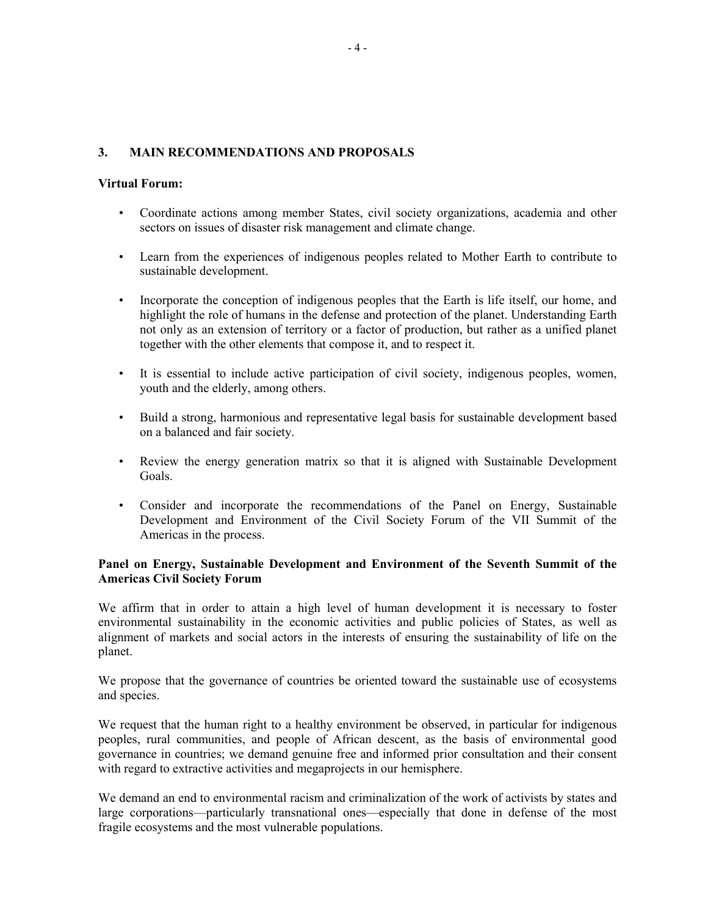## 3. MAIN RECOMMENDATIONS AND PROPOSALS

**Virtual Forum:**

- Coordinate actions among member States, civil society organizations, academia and other sectors on issues of disaster risk management and climate change.

- Learn from the experiences of indigenous peoples related to Mother Earth to contribute to sustainable development.

- Incorporate the conception of indigenous peoples that the Earth is life itself, our home, and highlight the role of humans in the defense and protection of the planet. Understanding Earth not only as an extension of territory or a factor of production, but rather as a unified planet together with the other elements that compose it, and to respect it.

- It is essential to include active participation of civil society, indigenous peoples, women, youth and the elderly, among others.

- Build a strong, harmonious and representative legal basis for sustainable development based on a balanced and fair society.

- Review the energy generation matrix so that it is aligned with Sustainable Development Goals.

- Consider and incorporate the recommendations of the Panel on Energy, Sustainable Development and Environment of the Civil Society Forum of the VII Summit of the Americas in the process.

**Panel on Energy, Sustainable Development and Environment of the Seventh Summit of the Americas Civil Society Forum**

We affirm that in order to attain a high level of human development it is necessary to foster environmental sustainability in the economic activities and public policies of States, as well as alignment of markets and social actors in the interests of ensuring the sustainability of life on the planet.

We propose that the governance of countries be oriented toward the sustainable use of ecosystems and species.

We request that the human right to a healthy environment be observed, in particular for indigenous peoples, rural communities, and people of African descent, as the basis of environmental good governance in countries; we demand genuine free and informed prior consultation and their consent with regard to extractive activities and megaprojects in our hemisphere.

We demand an end to environmental racism and criminalization of the work of activists by states and large corporations—particularly transnational ones—especially that done in defense of the most fragile ecosystems and the most vulnerable populations.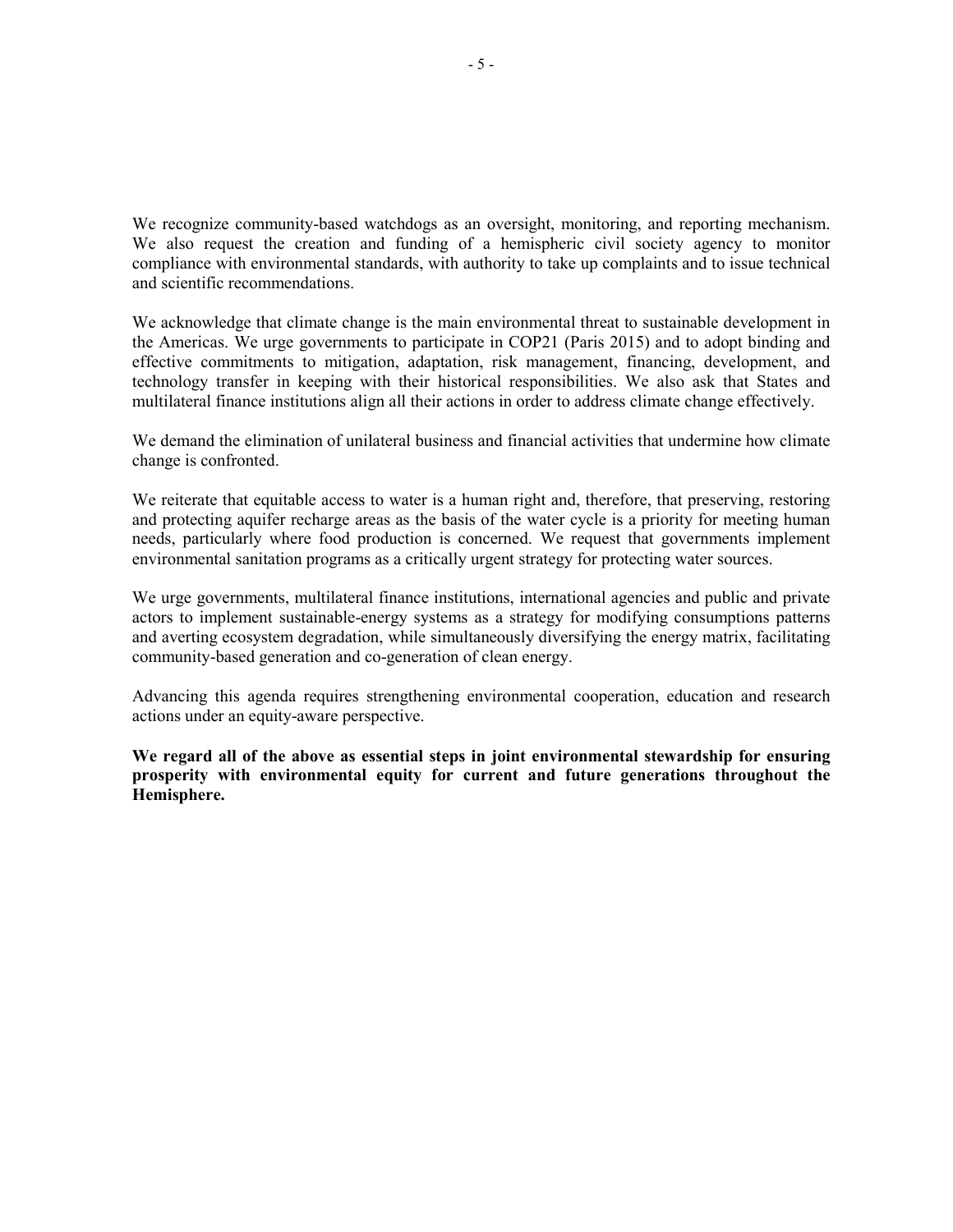We recognize community-based watchdogs as an oversight, monitoring, and reporting mechanism. We also request the creation and funding of a hemispheric civil society agency to monitor compliance with environmental standards, with authority to take up complaints and to issue technical and scientific recommendations.

We acknowledge that climate change is the main environmental threat to sustainable development in the Americas. We urge governments to participate in COP21 (Paris 2015) and to adopt binding and effective commitments to mitigation, adaptation, risk management, financing, development, and technology transfer in keeping with their historical responsibilities. We also ask that States and multilateral finance institutions align all their actions in order to address climate change effectively.

We demand the elimination of unilateral business and financial activities that undermine how climate change is confronted.

We reiterate that equitable access to water is a human right and, therefore, that preserving, restoring and protecting aquifer recharge areas as the basis of the water cycle is a priority for meeting human needs, particularly where food production is concerned. We request that governments implement environmental sanitation programs as a critically urgent strategy for protecting water sources.

We urge governments, multilateral finance institutions, international agencies and public and private actors to implement sustainable-energy systems as a strategy for modifying consumptions patterns and averting ecosystem degradation, while simultaneously diversifying the energy matrix, facilitating community-based generation and co-generation of clean energy.

Advancing this agenda requires strengthening environmental cooperation, education and research actions under an equity-aware perspective.

**We regard all of the above as essential steps in joint environmental stewardship for ensuring prosperity with environmental equity for current and future generations throughout the Hemisphere.**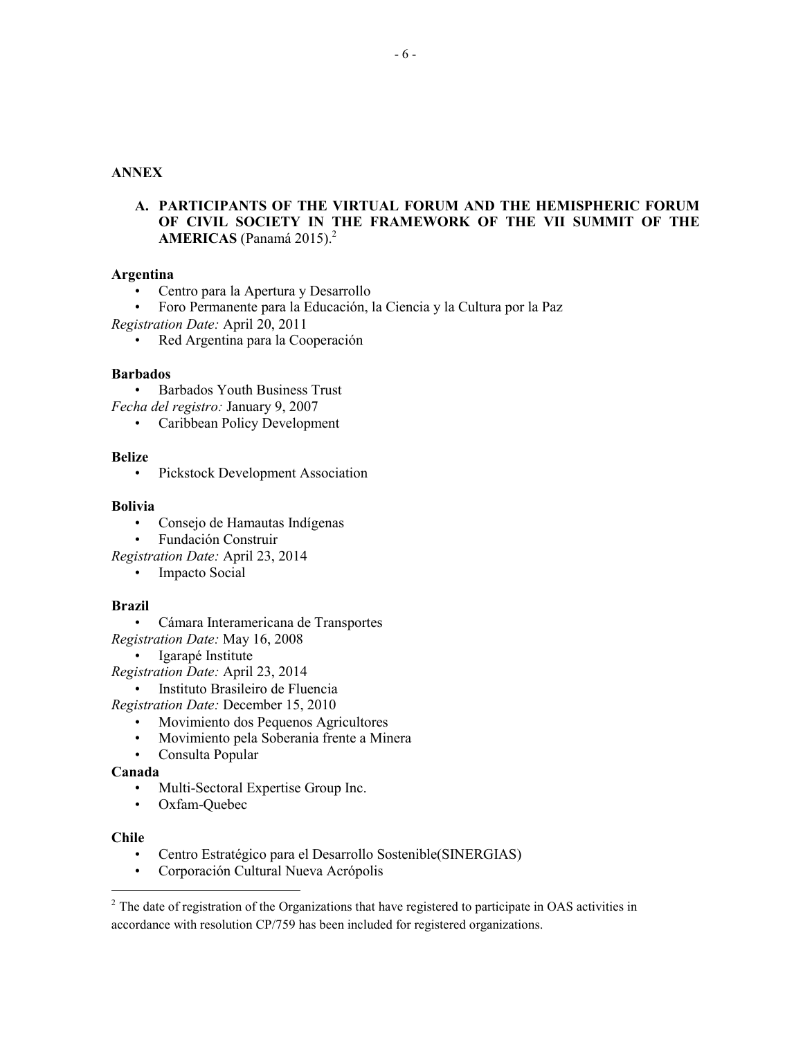**ANNEX**

**A. PARTICIPANTS OF THE VIRTUAL FORUM AND THE HEMISPHERIC FORUM OF CIVIL SOCIETY IN THE FRAMEWORK OF THE VII SUMMIT OF THE AMERICAS** (Panamá 2015).[2]

**Argentina**

- Centro para la Apertura y Desarrollo
- Foro Permanente para la Educación, la Ciencia y la Cultura por la Paz

*Registration Date:* April 20, 2011

- Red Argentina para la Cooperación

**Barbados**

- Barbados Youth Business Trust

*Fecha del registro:* January 9, 2007

- Caribbean Policy Development

**Belize**

- Pickstock Development Association

**Bolivia**

- Consejo de Hamautas Indígenas
- Fundación Construir

*Registration Date:* April 23, 2014

- Impacto Social

**Brazil**

- Cámara Interamericana de Transportes

*Registration Date:* May 16, 2008

- Igarapé Institute

*Registration Date:* April 23, 2014

- Instituto Brasileiro de Fluencia

*Registration Date:* December 15, 2010

- Movimiento dos Pequenos Agricultores
- Movimiento pela Soberania frente a Minera
- Consulta Popular

**Canada**

- Multi-Sectoral Expertise Group Inc.
- Oxfam-Quebec

**Chile**

- Centro Estratégico para el Desarrollo Sostenible(SINERGIAS)
- Corporación Cultural Nueva Acrópolis

---

[2] The date of registration of the Organizations that have registered to participate in OAS activities in accordance with resolution CP/759 has been included for registered organizations.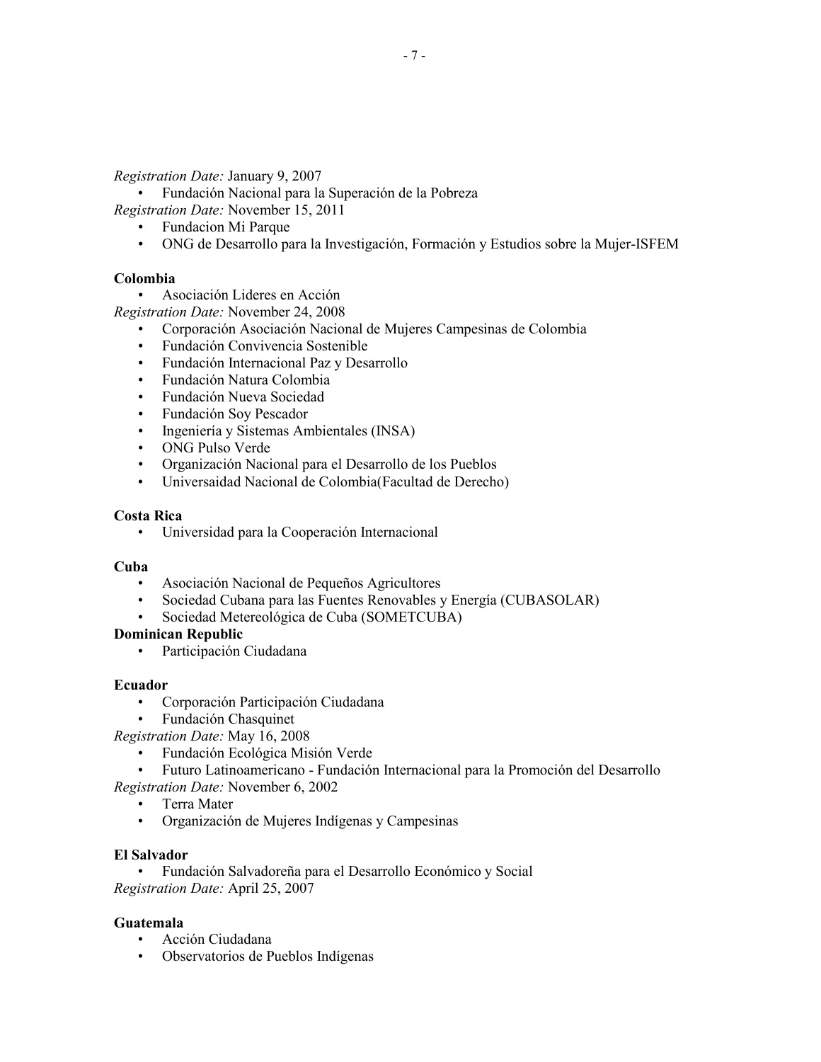*Registration Date:* January 9, 2007

- Fundación Nacional para la Superación de la Pobreza

*Registration Date:* November 15, 2011

- Fundacion Mi Parque
- ONG de Desarrollo para la Investigación, Formación y Estudios sobre la Mujer-ISFEM

**Colombia**

- Asociación Lideres en Acción

*Registration Date:* November 24, 2008

- Corporación Asociación Nacional de Mujeres Campesinas de Colombia
- Fundación Convivencia Sostenible
- Fundación Internacional Paz y Desarrollo
- Fundación Natura Colombia
- Fundación Nueva Sociedad
- Fundación Soy Pescador
- Ingeniería y Sistemas Ambientales (INSA)
- ONG Pulso Verde
- Organización Nacional para el Desarrollo de los Pueblos
- Universaidad Nacional de Colombia(Facultad de Derecho)

**Costa Rica**

- Universidad para la Cooperación Internacional

**Cuba**

- Asociación Nacional de Pequeños Agricultores
- Sociedad Cubana para las Fuentes Renovables y Energía (CUBASOLAR)
- Sociedad Metereológica de Cuba (SOMETCUBA)

**Dominican Republic**

- Participación Ciudadana

**Ecuador**

- Corporación Participación Ciudadana
- Fundación Chasquinet

*Registration Date:* May 16, 2008

- Fundación Ecológica Misión Verde
- Futuro Latinoamericano - Fundación Internacional para la Promoción del Desarrollo

*Registration Date:* November 6, 2002

- Terra Mater
- Organización de Mujeres Indígenas y Campesinas

**El Salvador**

- Fundación Salvadoreña para el Desarrollo Económico y Social

*Registration Date:* April 25, 2007

**Guatemala**

- Acción Ciudadana
- Observatorios de Pueblos Indígenas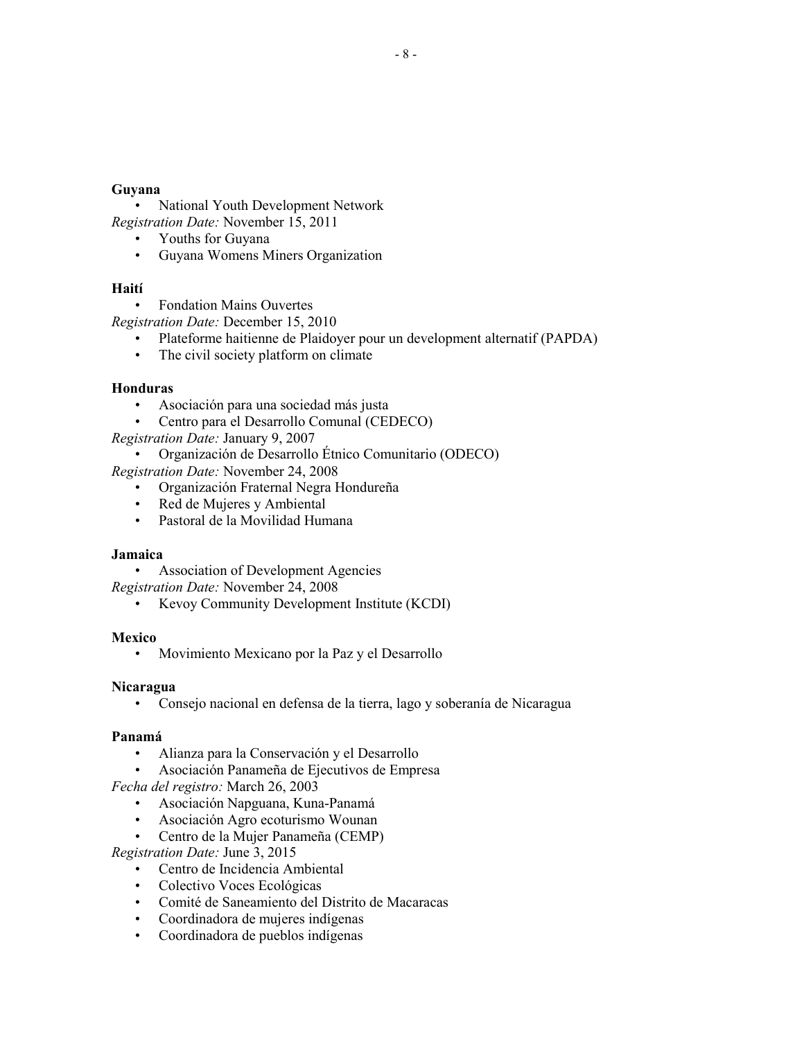**Guyana**

- National Youth Development Network

*Registration Date:* November 15, 2011

- Youths for Guyana
- Guyana Womens Miners Organization

**Haití**

- Fondation Mains Ouvertes

*Registration Date:* December 15, 2010

- Plateforme haitienne de Plaidoyer pour un development alternatif (PAPDA)
- The civil society platform on climate

**Honduras**

- Asociación para una sociedad más justa
- Centro para el Desarrollo Comunal (CEDECO)

*Registration Date:* January 9, 2007

- Organización de Desarrollo Étnico Comunitario (ODECO)

*Registration Date:* November 24, 2008

- Organización Fraternal Negra Hondureña
- Red de Mujeres y Ambiental
- Pastoral de la Movilidad Humana

**Jamaica**

- Association of Development Agencies

*Registration Date:* November 24, 2008

- Kevoy Community Development Institute (KCDI)

**Mexico**

- Movimiento Mexicano por la Paz y el Desarrollo

**Nicaragua**

- Consejo nacional en defensa de la tierra, lago y soberanía de Nicaragua

**Panamá**

- Alianza para la Conservación y el Desarrollo
- Asociación Panameña de Ejecutivos de Empresa

*Fecha del registro:* March 26, 2003

- Asociación Napguana, Kuna-Panamá
- Asociación Agro ecoturismo Wounan
- Centro de la Mujer Panameña (CEMP)

*Registration Date:* June 3, 2015

- Centro de Incidencia Ambiental
- Colectivo Voces Ecológicas
- Comité de Saneamiento del Distrito de Macaracas
- Coordinadora de mujeres indígenas
- Coordinadora de pueblos indígenas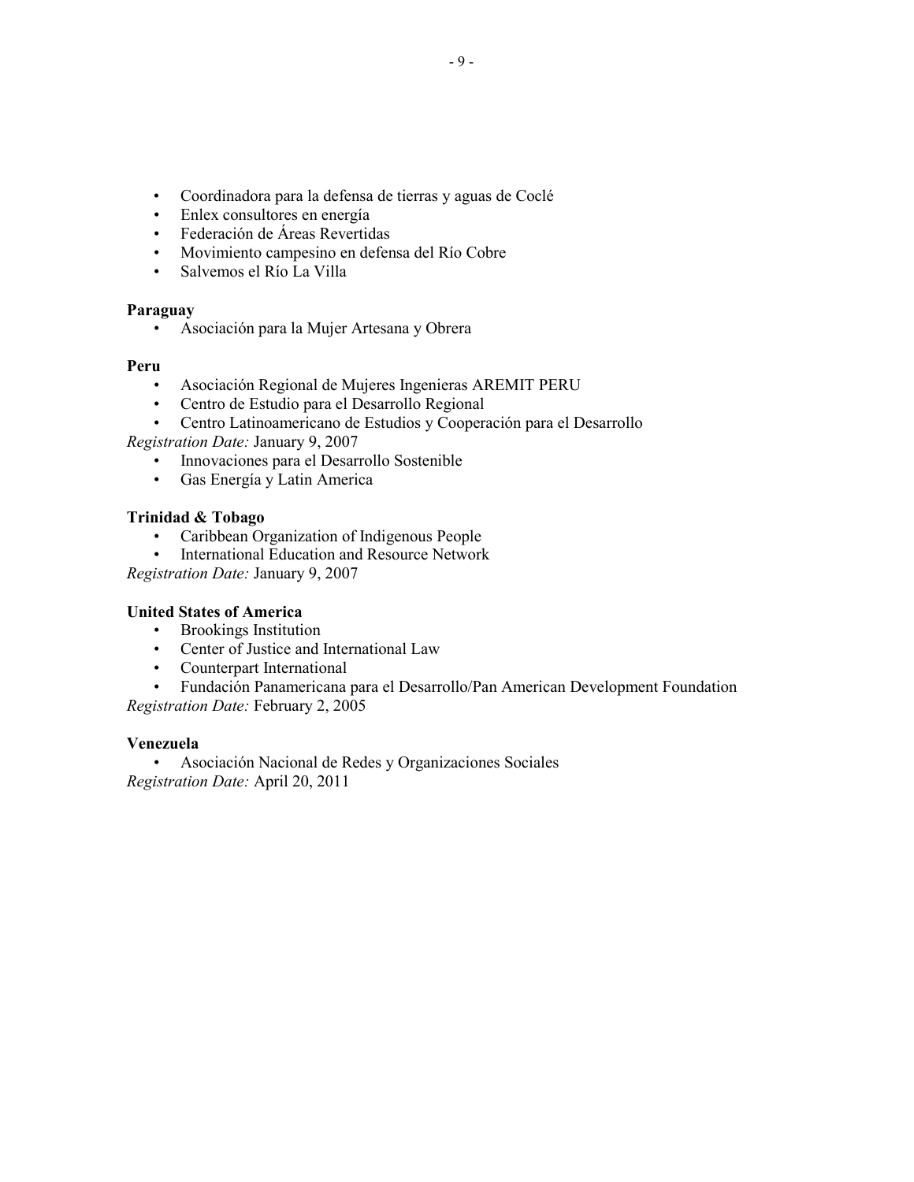- Coordinadora para la defensa de tierras y aguas de Coclé
- Enlex consultores en energía
- Federación de Áreas Revertidas
- Movimiento campesino en defensa del Río Cobre
- Salvemos el Río La Villa

**Paraguay**

- Asociación para la Mujer Artesana y Obrera

**Peru**

- Asociación Regional de Mujeres Ingenieras AREMIT PERU
- Centro de Estudio para el Desarrollo Regional
- Centro Latinoamericano de Estudios y Cooperación para el Desarrollo

*Registration Date:* January 9, 2007

- Innovaciones para el Desarrollo Sostenible
- Gas Energía y Latin America

**Trinidad & Tobago**

- Caribbean Organization of Indigenous People
- International Education and Resource Network

*Registration Date:* January 9, 2007

**United States of America**

- Brookings Institution
- Center of Justice and International Law
- Counterpart International
- Fundación Panamericana para el Desarrollo/Pan American Development Foundation

*Registration Date:* February 2, 2005

**Venezuela**

- Asociación Nacional de Redes y Organizaciones Sociales

*Registration Date:* April 20, 2011